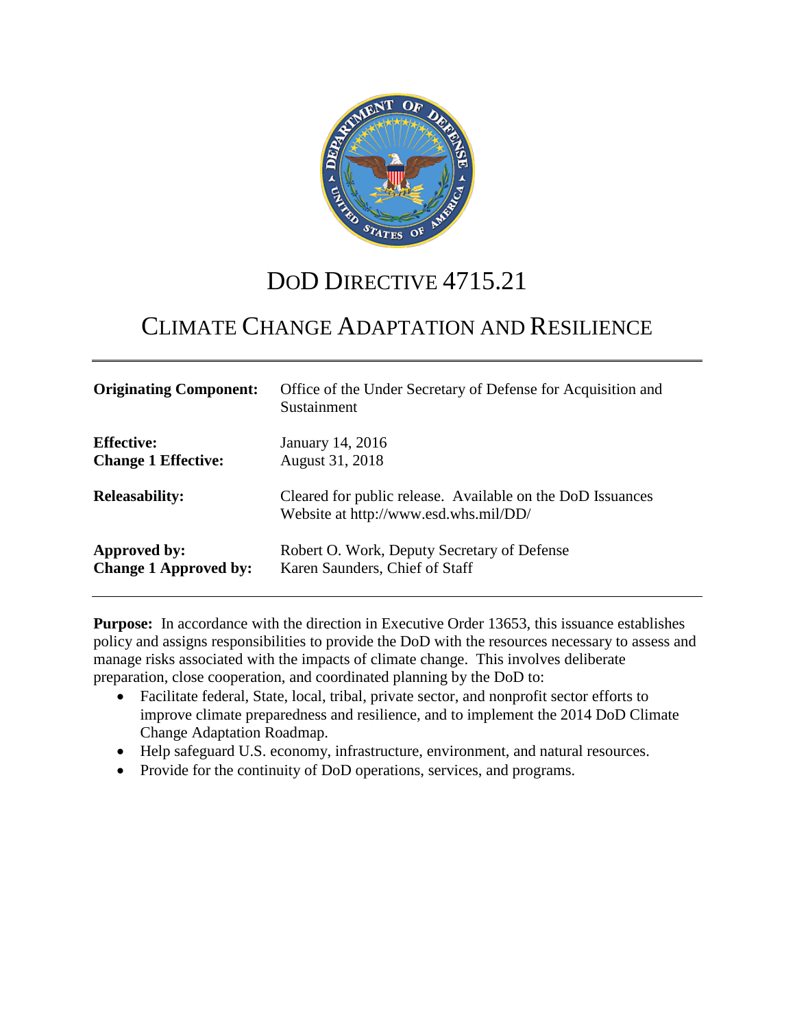# DoD Directive 4715.21

## Climate Change Adaptation and Resilience

| | |
|---|---|
| **Originating Component:** | Office of the Under Secretary of Defense for Acquisition and Sustainment |
| **Effective:** | January 14, 2016 |
| **Change 1 Effective:** | August 31, 2018 |
| **Releasability:** | Cleared for public release. Available on the DoD Issuances Website at http://www.esd.whs.mil/DD/ |
| **Approved by:** | Robert O. Work, Deputy Secretary of Defense |
| **Change 1 Approved by:** | Karen Saunders, Chief of Staff |

**Purpose:** In accordance with the direction in Executive Order 13653, this issuance establishes policy and assigns responsibilities to provide the DoD with the resources necessary to assess and manage risks associated with the impacts of climate change. This involves deliberate preparation, close cooperation, and coordinated planning by the DoD to:

- Facilitate federal, State, local, tribal, private sector, and nonprofit sector efforts to improve climate preparedness and resilience, and to implement the 2014 DoD Climate Change Adaptation Roadmap.
- Help safeguard U.S. economy, infrastructure, environment, and natural resources.
- Provide for the continuity of DoD operations, services, and programs.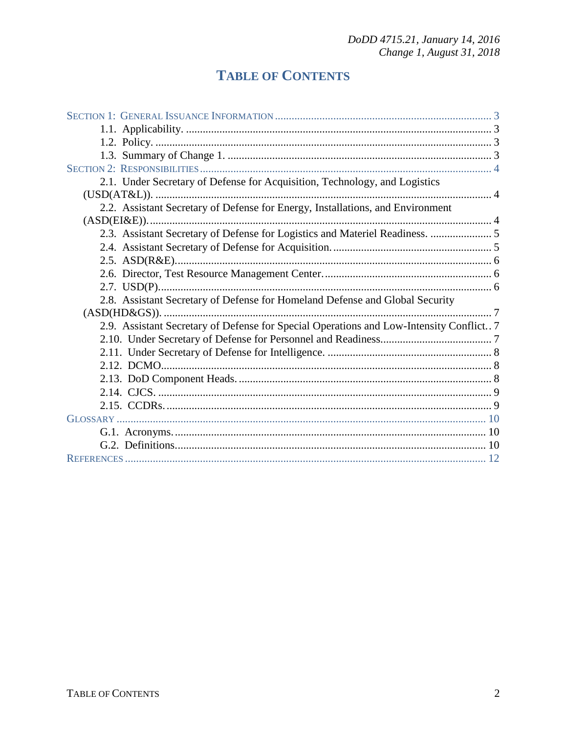# TABLE OF CONTENTS

SECTION 1: GENERAL ISSUANCE INFORMATION ... 3
- 1.1. Applicability. ... 3
- 1.2. Policy. ... 3
- 1.3. Summary of Change 1. ... 3

SECTION 2: RESPONSIBILITIES ... 4
- 2.1. Under Secretary of Defense for Acquisition, Technology, and Logistics (USD(AT&L)). ... 4
- 2.2. Assistant Secretary of Defense for Energy, Installations, and Environment (ASD(EI&E)). ... 4
- 2.3. Assistant Secretary of Defense for Logistics and Materiel Readiness. ... 5
- 2.4. Assistant Secretary of Defense for Acquisition. ... 5
- 2.5. ASD(R&E). ... 6
- 2.6. Director, Test Resource Management Center. ... 6
- 2.7. USD(P). ... 6
- 2.8. Assistant Secretary of Defense for Homeland Defense and Global Security (ASD(HD&GS)). ... 7
- 2.9. Assistant Secretary of Defense for Special Operations and Low-Intensity Conflict. . 7
- 2.10. Under Secretary of Defense for Personnel and Readiness. ... 7
- 2.11. Under Secretary of Defense for Intelligence. ... 8
- 2.12. DCMO. ... 8
- 2.13. DoD Component Heads. ... 8
- 2.14. CJCS. ... 9
- 2.15. CCDRs. ... 9

GLOSSARY ... 10
- G.1. Acronyms. ... 10
- G.2. Definitions. ... 10

REFERENCES ... 12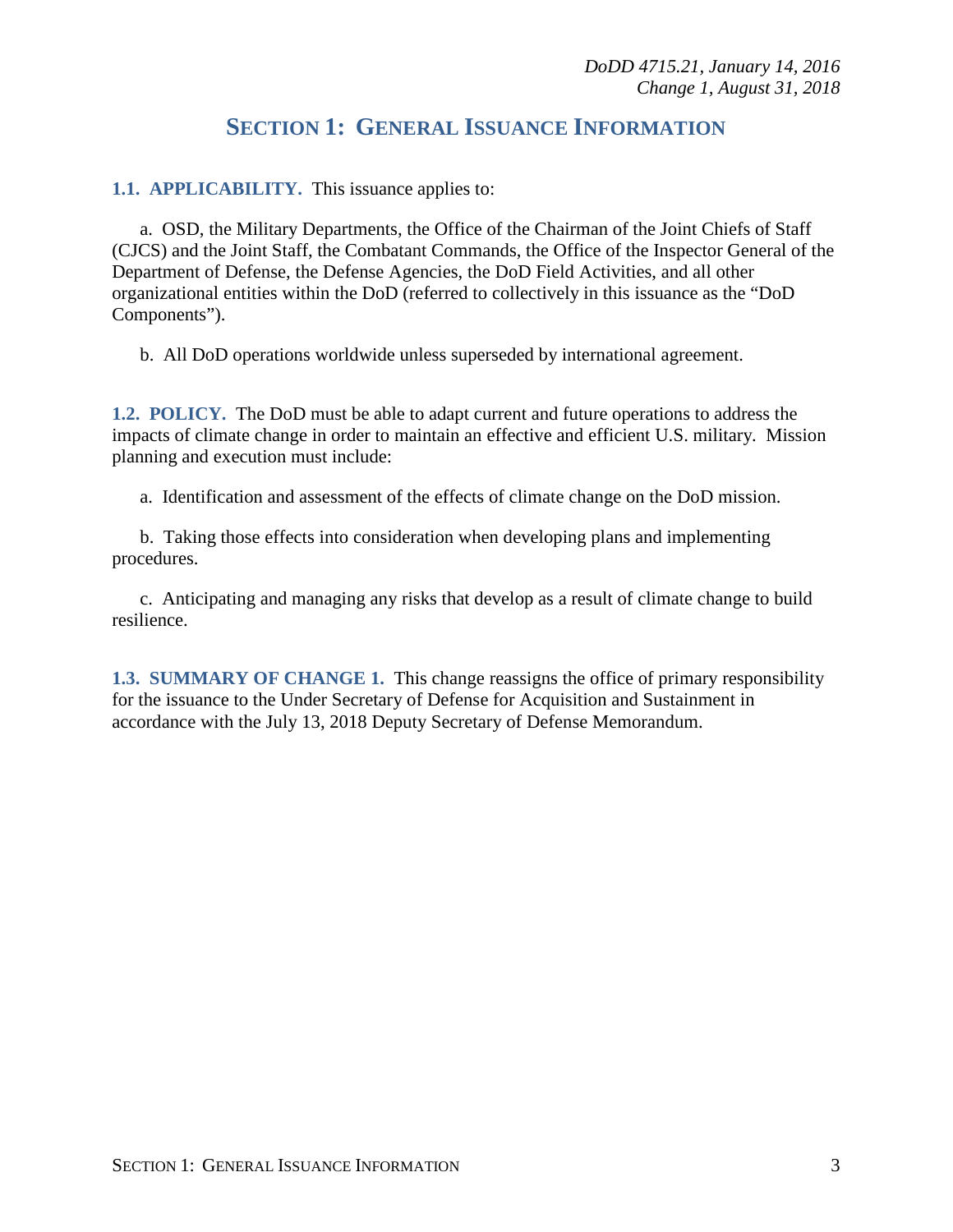## SECTION 1: GENERAL ISSUANCE INFORMATION

**1.1. APPLICABILITY.** This issuance applies to:

a. OSD, the Military Departments, the Office of the Chairman of the Joint Chiefs of Staff (CJCS) and the Joint Staff, the Combatant Commands, the Office of the Inspector General of the Department of Defense, the Defense Agencies, the DoD Field Activities, and all other organizational entities within the DoD (referred to collectively in this issuance as the "DoD Components").

b. All DoD operations worldwide unless superseded by international agreement.

**1.2. POLICY.** The DoD must be able to adapt current and future operations to address the impacts of climate change in order to maintain an effective and efficient U.S. military. Mission planning and execution must include:

a. Identification and assessment of the effects of climate change on the DoD mission.

b. Taking those effects into consideration when developing plans and implementing procedures.

c. Anticipating and managing any risks that develop as a result of climate change to build resilience.

**1.3. SUMMARY OF CHANGE 1.** This change reassigns the office of primary responsibility for the issuance to the Under Secretary of Defense for Acquisition and Sustainment in accordance with the July 13, 2018 Deputy Secretary of Defense Memorandum.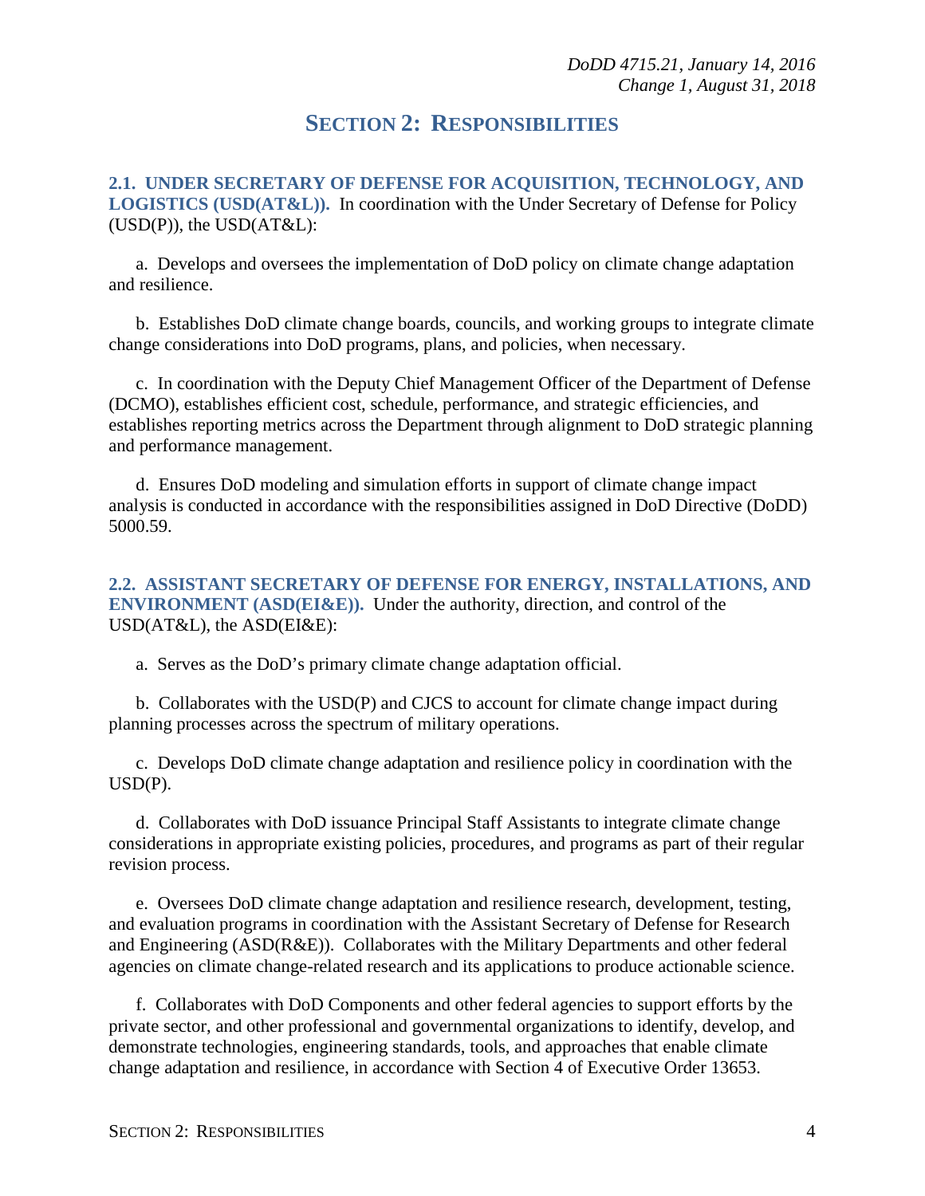# SECTION 2: RESPONSIBILITIES

**2.1. UNDER SECRETARY OF DEFENSE FOR ACQUISITION, TECHNOLOGY, AND LOGISTICS (USD(AT&L)).** In coordination with the Under Secretary of Defense for Policy (USD(P)), the USD(AT&L):

a. Develops and oversees the implementation of DoD policy on climate change adaptation and resilience.

b. Establishes DoD climate change boards, councils, and working groups to integrate climate change considerations into DoD programs, plans, and policies, when necessary.

c. In coordination with the Deputy Chief Management Officer of the Department of Defense (DCMO), establishes efficient cost, schedule, performance, and strategic efficiencies, and establishes reporting metrics across the Department through alignment to DoD strategic planning and performance management.

d. Ensures DoD modeling and simulation efforts in support of climate change impact analysis is conducted in accordance with the responsibilities assigned in DoD Directive (DoDD) 5000.59.

**2.2. ASSISTANT SECRETARY OF DEFENSE FOR ENERGY, INSTALLATIONS, AND ENVIRONMENT (ASD(EI&E)).** Under the authority, direction, and control of the USD(AT&L), the ASD(EI&E):

a. Serves as the DoD's primary climate change adaptation official.

b. Collaborates with the USD(P) and CJCS to account for climate change impact during planning processes across the spectrum of military operations.

c. Develops DoD climate change adaptation and resilience policy in coordination with the USD(P).

d. Collaborates with DoD issuance Principal Staff Assistants to integrate climate change considerations in appropriate existing policies, procedures, and programs as part of their regular revision process.

e. Oversees DoD climate change adaptation and resilience research, development, testing, and evaluation programs in coordination with the Assistant Secretary of Defense for Research and Engineering (ASD(R&E)). Collaborates with the Military Departments and other federal agencies on climate change-related research and its applications to produce actionable science.

f. Collaborates with DoD Components and other federal agencies to support efforts by the private sector, and other professional and governmental organizations to identify, develop, and demonstrate technologies, engineering standards, tools, and approaches that enable climate change adaptation and resilience, in accordance with Section 4 of Executive Order 13653.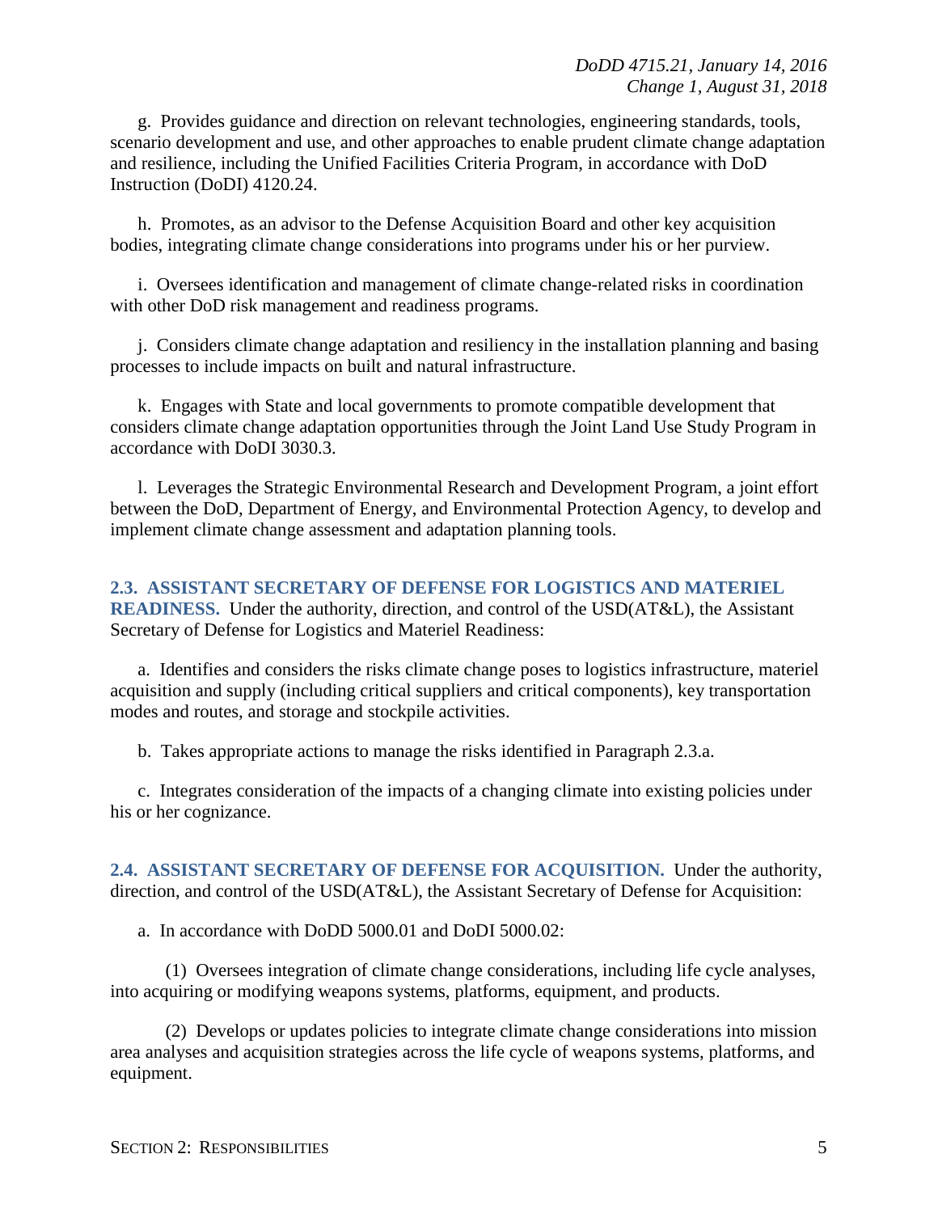g. Provides guidance and direction on relevant technologies, engineering standards, tools, scenario development and use, and other approaches to enable prudent climate change adaptation and resilience, including the Unified Facilities Criteria Program, in accordance with DoD Instruction (DoDI) 4120.24.

h. Promotes, as an advisor to the Defense Acquisition Board and other key acquisition bodies, integrating climate change considerations into programs under his or her purview.

i. Oversees identification and management of climate change-related risks in coordination with other DoD risk management and readiness programs.

j. Considers climate change adaptation and resiliency in the installation planning and basing processes to include impacts on built and natural infrastructure.

k. Engages with State and local governments to promote compatible development that considers climate change adaptation opportunities through the Joint Land Use Study Program in accordance with DoDI 3030.3.

l. Leverages the Strategic Environmental Research and Development Program, a joint effort between the DoD, Department of Energy, and Environmental Protection Agency, to develop and implement climate change assessment and adaptation planning tools.

**2.3. ASSISTANT SECRETARY OF DEFENSE FOR LOGISTICS AND MATERIEL READINESS.** Under the authority, direction, and control of the USD(AT&L), the Assistant Secretary of Defense for Logistics and Materiel Readiness:

a. Identifies and considers the risks climate change poses to logistics infrastructure, materiel acquisition and supply (including critical suppliers and critical components), key transportation modes and routes, and storage and stockpile activities.

b. Takes appropriate actions to manage the risks identified in Paragraph 2.3.a.

c. Integrates consideration of the impacts of a changing climate into existing policies under his or her cognizance.

**2.4. ASSISTANT SECRETARY OF DEFENSE FOR ACQUISITION.** Under the authority, direction, and control of the USD(AT&L), the Assistant Secretary of Defense for Acquisition:

a. In accordance with DoDD 5000.01 and DoDI 5000.02:

(1) Oversees integration of climate change considerations, including life cycle analyses, into acquiring or modifying weapons systems, platforms, equipment, and products.

(2) Develops or updates policies to integrate climate change considerations into mission area analyses and acquisition strategies across the life cycle of weapons systems, platforms, and equipment.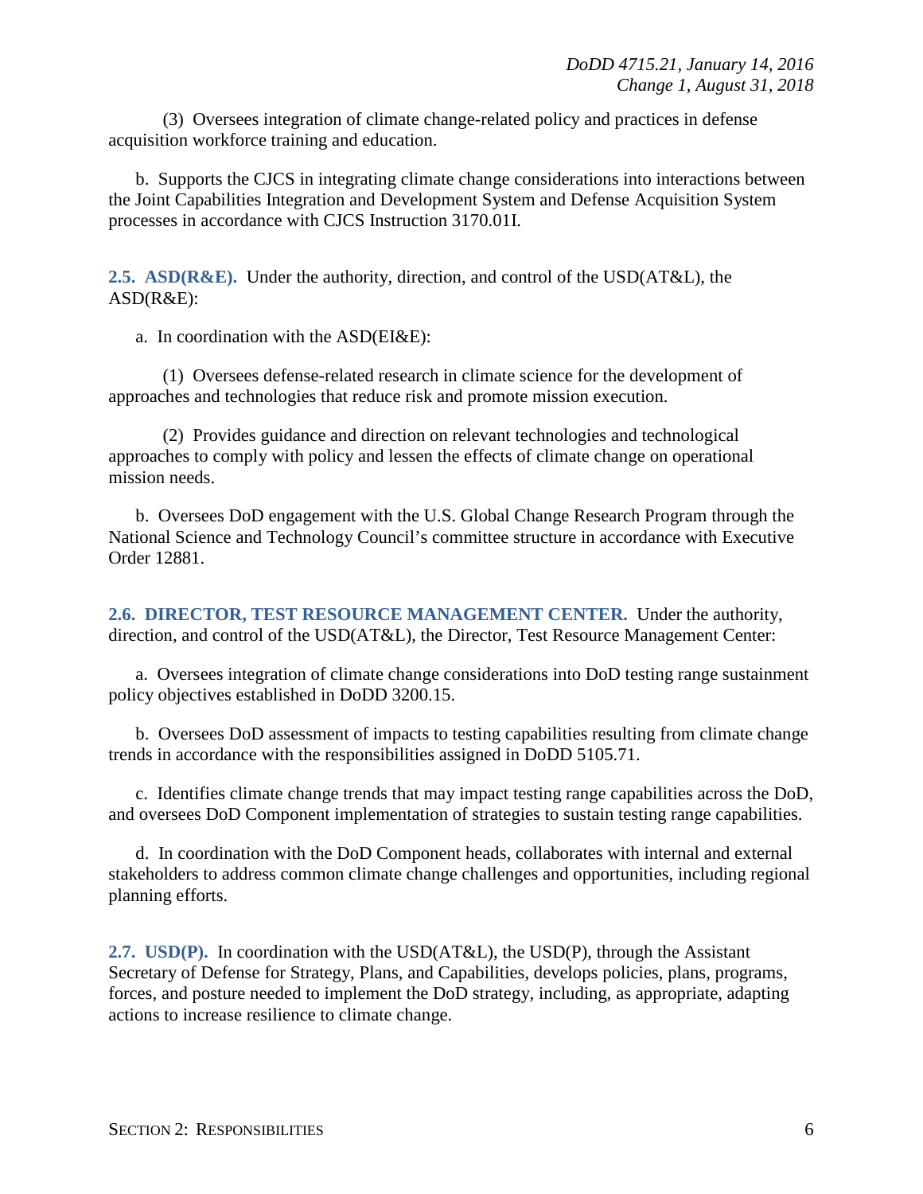(3) Oversees integration of climate change-related policy and practices in defense acquisition workforce training and education.

b. Supports the CJCS in integrating climate change considerations into interactions between the Joint Capabilities Integration and Development System and Defense Acquisition System processes in accordance with CJCS Instruction 3170.01I.

### 2.5. ASD(R&E).

Under the authority, direction, and control of the USD(AT&L), the ASD(R&E):

a. In coordination with the ASD(EI&E):

(1) Oversees defense-related research in climate science for the development of approaches and technologies that reduce risk and promote mission execution.

(2) Provides guidance and direction on relevant technologies and technological approaches to comply with policy and lessen the effects of climate change on operational mission needs.

b. Oversees DoD engagement with the U.S. Global Change Research Program through the National Science and Technology Council's committee structure in accordance with Executive Order 12881.

### 2.6. DIRECTOR, TEST RESOURCE MANAGEMENT CENTER.

Under the authority, direction, and control of the USD(AT&L), the Director, Test Resource Management Center:

a. Oversees integration of climate change considerations into DoD testing range sustainment policy objectives established in DoDD 3200.15.

b. Oversees DoD assessment of impacts to testing capabilities resulting from climate change trends in accordance with the responsibilities assigned in DoDD 5105.71.

c. Identifies climate change trends that may impact testing range capabilities across the DoD, and oversees DoD Component implementation of strategies to sustain testing range capabilities.

d. In coordination with the DoD Component heads, collaborates with internal and external stakeholders to address common climate change challenges and opportunities, including regional planning efforts.

### 2.7. USD(P).

In coordination with the USD(AT&L), the USD(P), through the Assistant Secretary of Defense for Strategy, Plans, and Capabilities, develops policies, plans, programs, forces, and posture needed to implement the DoD strategy, including, as appropriate, adapting actions to increase resilience to climate change.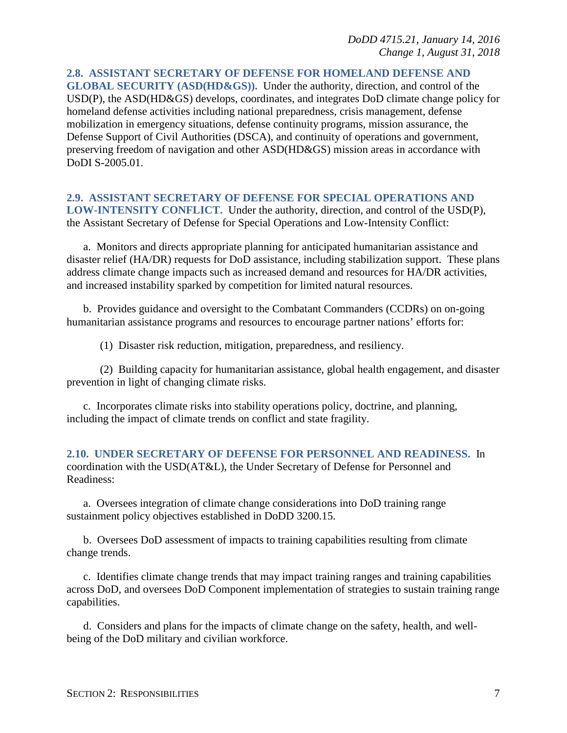**2.8. ASSISTANT SECRETARY OF DEFENSE FOR HOMELAND DEFENSE AND GLOBAL SECURITY (ASD(HD&GS)).** Under the authority, direction, and control of the USD(P), the ASD(HD&GS) develops, coordinates, and integrates DoD climate change policy for homeland defense activities including national preparedness, crisis management, defense mobilization in emergency situations, defense continuity programs, mission assurance, the Defense Support of Civil Authorities (DSCA), and continuity of operations and government, preserving freedom of navigation and other ASD(HD&GS) mission areas in accordance with DoDI S-2005.01.

**2.9. ASSISTANT SECRETARY OF DEFENSE FOR SPECIAL OPERATIONS AND LOW-INTENSITY CONFLICT.** Under the authority, direction, and control of the USD(P), the Assistant Secretary of Defense for Special Operations and Low-Intensity Conflict:

a. Monitors and directs appropriate planning for anticipated humanitarian assistance and disaster relief (HA/DR) requests for DoD assistance, including stabilization support. These plans address climate change impacts such as increased demand and resources for HA/DR activities, and increased instability sparked by competition for limited natural resources.

b. Provides guidance and oversight to the Combatant Commanders (CCDRs) on on-going humanitarian assistance programs and resources to encourage partner nations' efforts for:

(1) Disaster risk reduction, mitigation, preparedness, and resiliency.

(2) Building capacity for humanitarian assistance, global health engagement, and disaster prevention in light of changing climate risks.

c. Incorporates climate risks into stability operations policy, doctrine, and planning, including the impact of climate trends on conflict and state fragility.

**2.10. UNDER SECRETARY OF DEFENSE FOR PERSONNEL AND READINESS.** In coordination with the USD(AT&L), the Under Secretary of Defense for Personnel and Readiness:

a. Oversees integration of climate change considerations into DoD training range sustainment policy objectives established in DoDD 3200.15.

b. Oversees DoD assessment of impacts to training capabilities resulting from climate change trends.

c. Identifies climate change trends that may impact training ranges and training capabilities across DoD, and oversees DoD Component implementation of strategies to sustain training range capabilities.

d. Considers and plans for the impacts of climate change on the safety, health, and well-being of the DoD military and civilian workforce.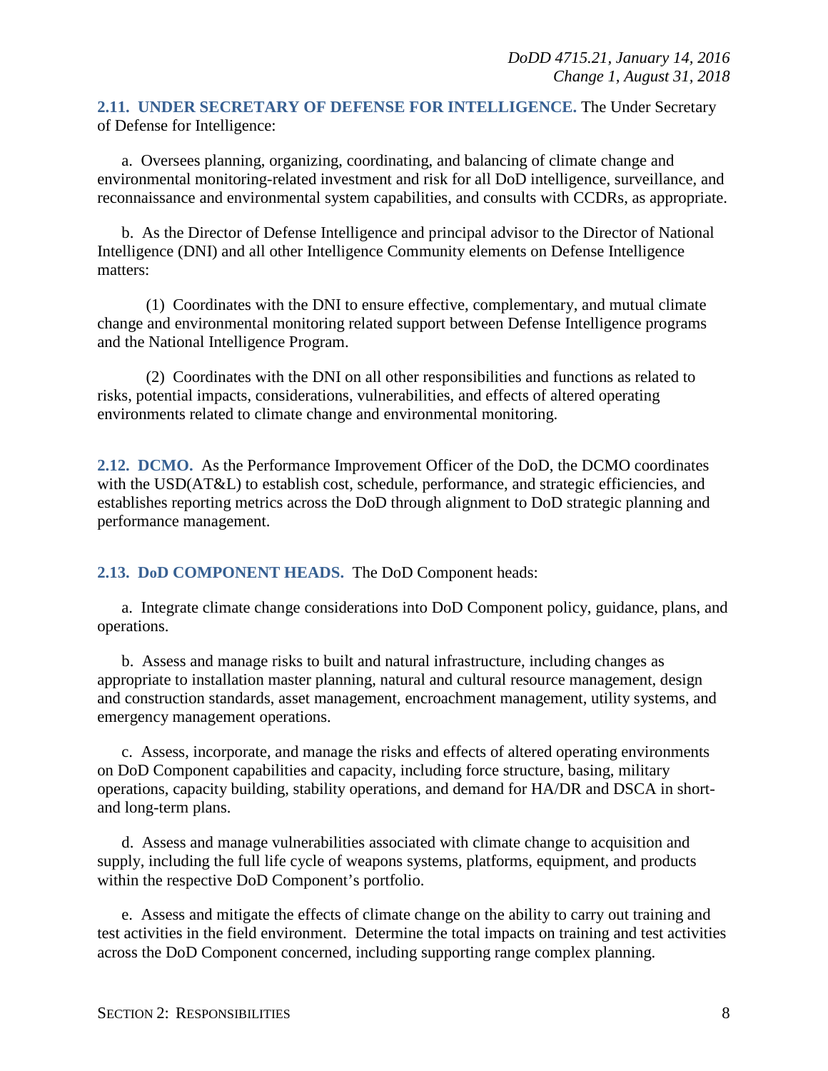**2.11. UNDER SECRETARY OF DEFENSE FOR INTELLIGENCE.** The Under Secretary of Defense for Intelligence:

a. Oversees planning, organizing, coordinating, and balancing of climate change and environmental monitoring-related investment and risk for all DoD intelligence, surveillance, and reconnaissance and environmental system capabilities, and consults with CCDRs, as appropriate.

b. As the Director of Defense Intelligence and principal advisor to the Director of National Intelligence (DNI) and all other Intelligence Community elements on Defense Intelligence matters:

(1) Coordinates with the DNI to ensure effective, complementary, and mutual climate change and environmental monitoring related support between Defense Intelligence programs and the National Intelligence Program.

(2) Coordinates with the DNI on all other responsibilities and functions as related to risks, potential impacts, considerations, vulnerabilities, and effects of altered operating environments related to climate change and environmental monitoring.

**2.12. DCMO.** As the Performance Improvement Officer of the DoD, the DCMO coordinates with the USD(AT&L) to establish cost, schedule, performance, and strategic efficiencies, and establishes reporting metrics across the DoD through alignment to DoD strategic planning and performance management.

**2.13. DoD COMPONENT HEADS.** The DoD Component heads:

a. Integrate climate change considerations into DoD Component policy, guidance, plans, and operations.

b. Assess and manage risks to built and natural infrastructure, including changes as appropriate to installation master planning, natural and cultural resource management, design and construction standards, asset management, encroachment management, utility systems, and emergency management operations.

c. Assess, incorporate, and manage the risks and effects of altered operating environments on DoD Component capabilities and capacity, including force structure, basing, military operations, capacity building, stability operations, and demand for HA/DR and DSCA in short- and long-term plans.

d. Assess and manage vulnerabilities associated with climate change to acquisition and supply, including the full life cycle of weapons systems, platforms, equipment, and products within the respective DoD Component's portfolio.

e. Assess and mitigate the effects of climate change on the ability to carry out training and test activities in the field environment. Determine the total impacts on training and test activities across the DoD Component concerned, including supporting range complex planning.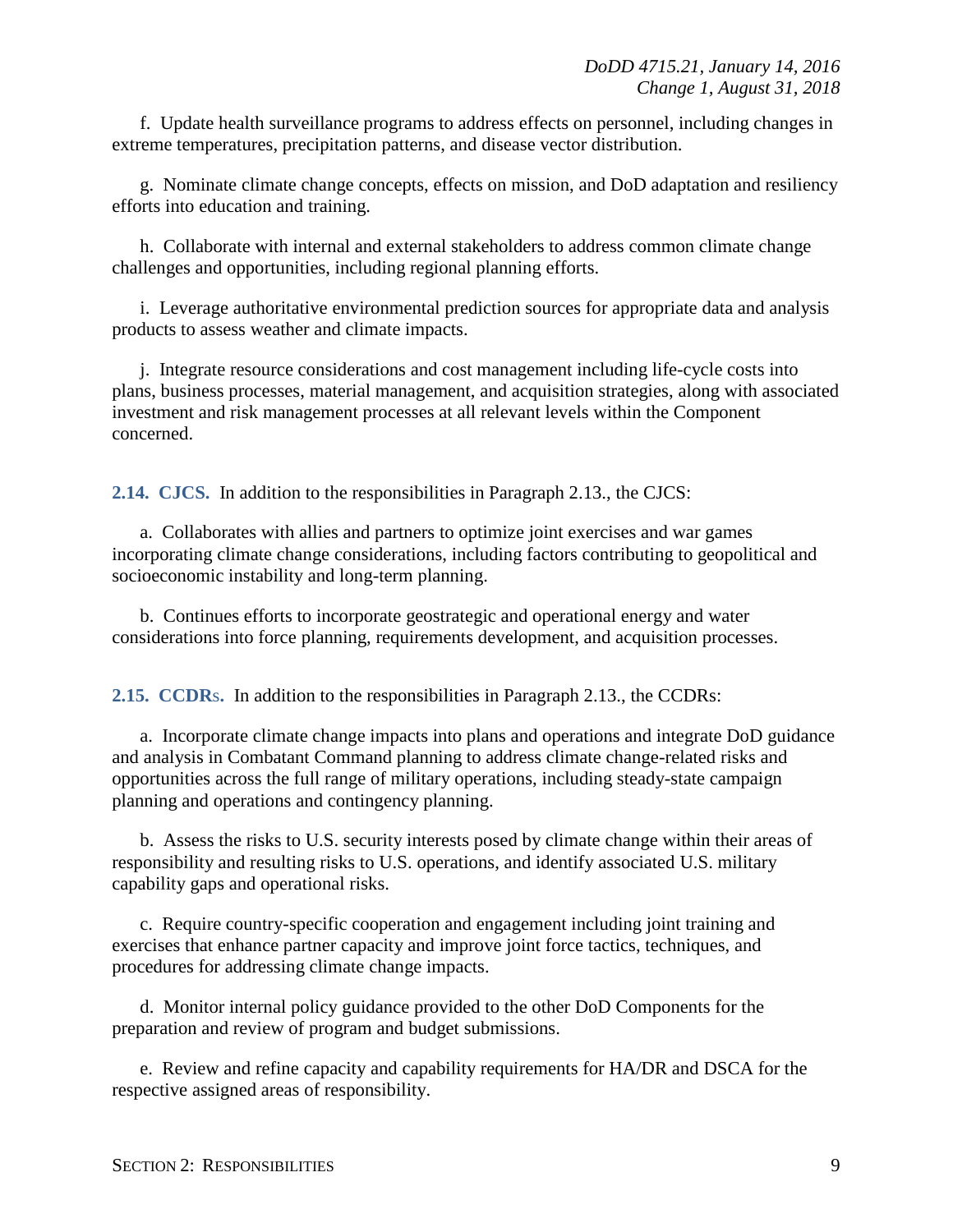f. Update health surveillance programs to address effects on personnel, including changes in extreme temperatures, precipitation patterns, and disease vector distribution.

g. Nominate climate change concepts, effects on mission, and DoD adaptation and resiliency efforts into education and training.

h. Collaborate with internal and external stakeholders to address common climate change challenges and opportunities, including regional planning efforts.

i. Leverage authoritative environmental prediction sources for appropriate data and analysis products to assess weather and climate impacts.

j. Integrate resource considerations and cost management including life-cycle costs into plans, business processes, material management, and acquisition strategies, along with associated investment and risk management processes at all relevant levels within the Component concerned.

**2.14. CJCS.** In addition to the responsibilities in Paragraph 2.13., the CJCS:

a. Collaborates with allies and partners to optimize joint exercises and war games incorporating climate change considerations, including factors contributing to geopolitical and socioeconomic instability and long-term planning.

b. Continues efforts to incorporate geostrategic and operational energy and water considerations into force planning, requirements development, and acquisition processes.

**2.15. CCDRs.** In addition to the responsibilities in Paragraph 2.13., the CCDRs:

a. Incorporate climate change impacts into plans and operations and integrate DoD guidance and analysis in Combatant Command planning to address climate change-related risks and opportunities across the full range of military operations, including steady-state campaign planning and operations and contingency planning.

b. Assess the risks to U.S. security interests posed by climate change within their areas of responsibility and resulting risks to U.S. operations, and identify associated U.S. military capability gaps and operational risks.

c. Require country-specific cooperation and engagement including joint training and exercises that enhance partner capacity and improve joint force tactics, techniques, and procedures for addressing climate change impacts.

d. Monitor internal policy guidance provided to the other DoD Components for the preparation and review of program and budget submissions.

e. Review and refine capacity and capability requirements for HA/DR and DSCA for the respective assigned areas of responsibility.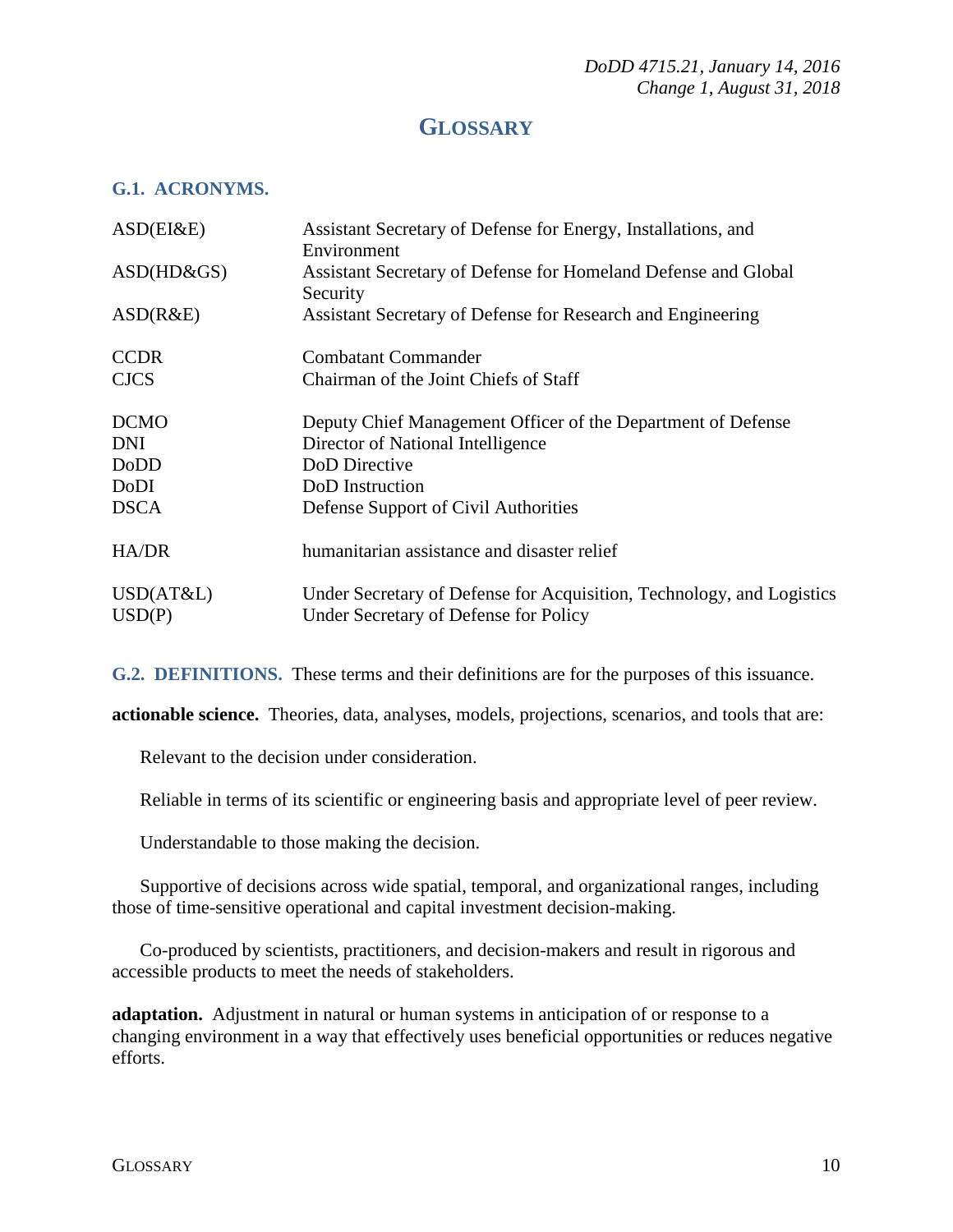# GLOSSARY

## G.1. ACRONYMS.

| | |
|---|---|
| ASD(EI&E) | Assistant Secretary of Defense for Energy, Installations, and Environment |
| ASD(HD&GS) | Assistant Secretary of Defense for Homeland Defense and Global Security |
| ASD(R&E) | Assistant Secretary of Defense for Research and Engineering |
| CCDR | Combatant Commander |
| CJCS | Chairman of the Joint Chiefs of Staff |
| DCMO | Deputy Chief Management Officer of the Department of Defense |
| DNI | Director of National Intelligence |
| DoDD | DoD Directive |
| DoDI | DoD Instruction |
| DSCA | Defense Support of Civil Authorities |
| HA/DR | humanitarian assistance and disaster relief |
| USD(AT&L) | Under Secretary of Defense for Acquisition, Technology, and Logistics |
| USD(P) | Under Secretary of Defense for Policy |

## G.2. DEFINITIONS.

These terms and their definitions are for the purposes of this issuance.

**actionable science.** Theories, data, analyses, models, projections, scenarios, and tools that are:

Relevant to the decision under consideration.

Reliable in terms of its scientific or engineering basis and appropriate level of peer review.

Understandable to those making the decision.

Supportive of decisions across wide spatial, temporal, and organizational ranges, including those of time-sensitive operational and capital investment decision-making.

Co-produced by scientists, practitioners, and decision-makers and result in rigorous and accessible products to meet the needs of stakeholders.

**adaptation.** Adjustment in natural or human systems in anticipation of or response to a changing environment in a way that effectively uses beneficial opportunities or reduces negative efforts.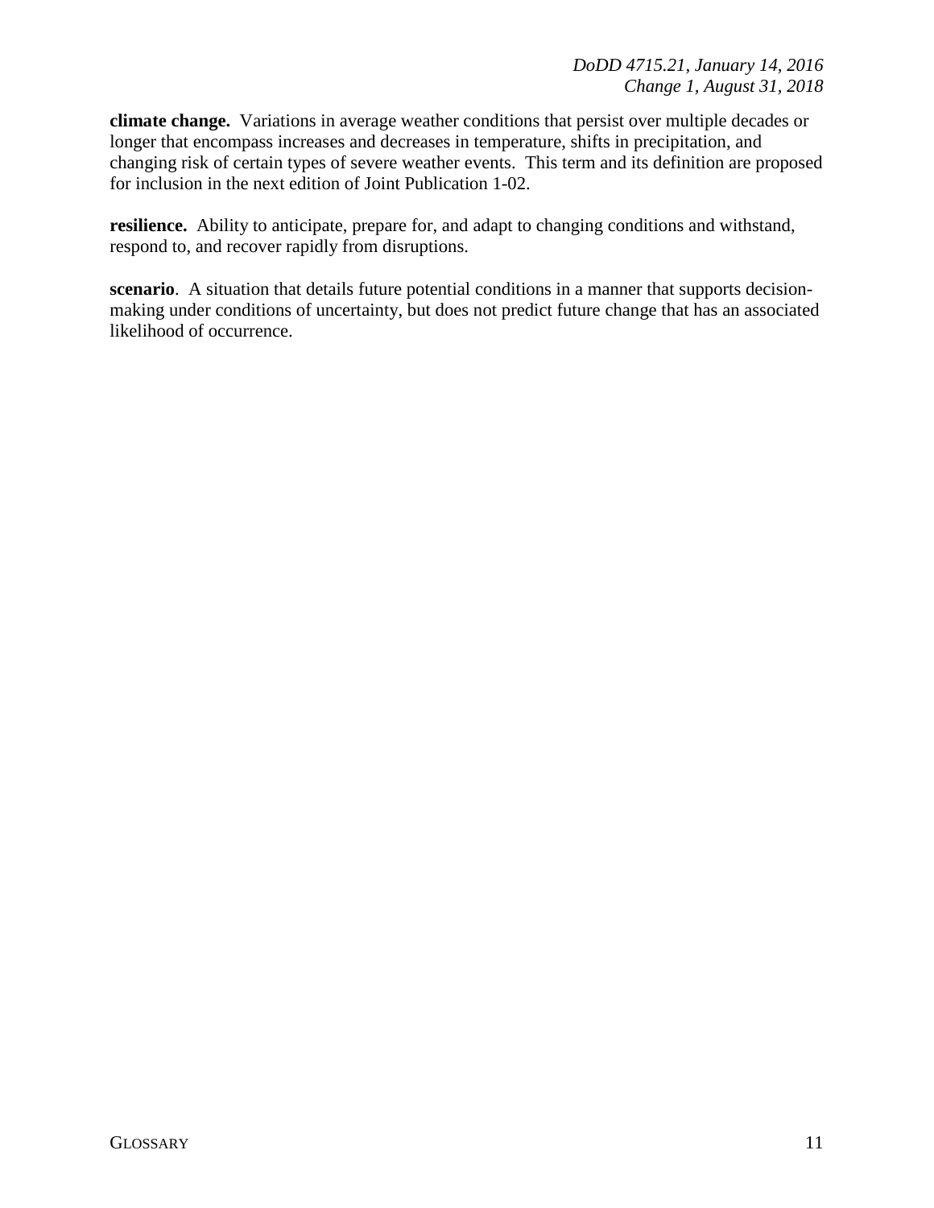**climate change.** Variations in average weather conditions that persist over multiple decades or longer that encompass increases and decreases in temperature, shifts in precipitation, and changing risk of certain types of severe weather events. This term and its definition are proposed for inclusion in the next edition of Joint Publication 1-02.

**resilience.** Ability to anticipate, prepare for, and adapt to changing conditions and withstand, respond to, and recover rapidly from disruptions.

**scenario**. A situation that details future potential conditions in a manner that supports decision-making under conditions of uncertainty, but does not predict future change that has an associated likelihood of occurrence.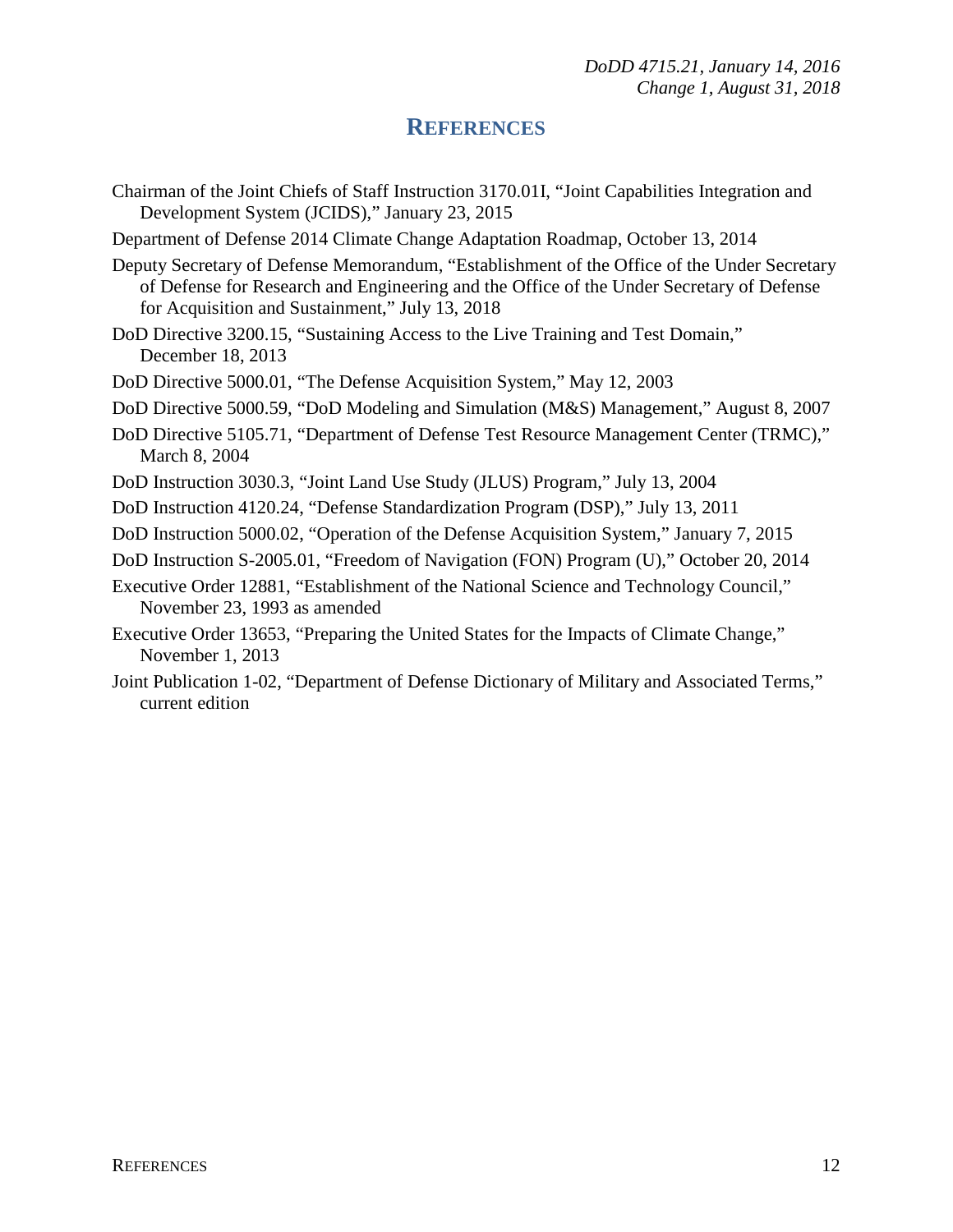## REFERENCES

Chairman of the Joint Chiefs of Staff Instruction 3170.01I, "Joint Capabilities Integration and Development System (JCIDS)," January 23, 2015

Department of Defense 2014 Climate Change Adaptation Roadmap, October 13, 2014

Deputy Secretary of Defense Memorandum, "Establishment of the Office of the Under Secretary of Defense for Research and Engineering and the Office of the Under Secretary of Defense for Acquisition and Sustainment," July 13, 2018

DoD Directive 3200.15, "Sustaining Access to the Live Training and Test Domain," December 18, 2013

DoD Directive 5000.01, "The Defense Acquisition System," May 12, 2003

DoD Directive 5000.59, "DoD Modeling and Simulation (M&S) Management," August 8, 2007

DoD Directive 5105.71, "Department of Defense Test Resource Management Center (TRMC)," March 8, 2004

DoD Instruction 3030.3, "Joint Land Use Study (JLUS) Program," July 13, 2004

DoD Instruction 4120.24, "Defense Standardization Program (DSP)," July 13, 2011

DoD Instruction 5000.02, "Operation of the Defense Acquisition System," January 7, 2015

DoD Instruction S-2005.01, "Freedom of Navigation (FON) Program (U)," October 20, 2014

Executive Order 12881, "Establishment of the National Science and Technology Council," November 23, 1993 as amended

Executive Order 13653, "Preparing the United States for the Impacts of Climate Change," November 1, 2013

Joint Publication 1-02, "Department of Defense Dictionary of Military and Associated Terms," current edition